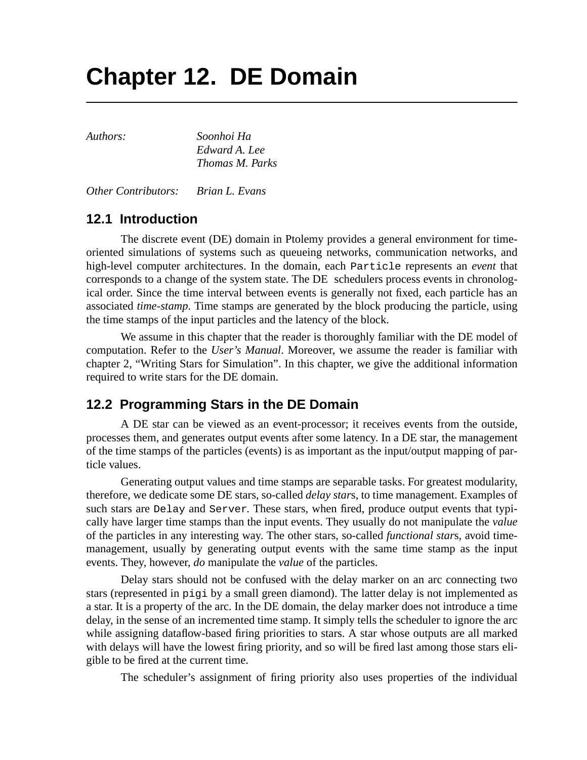# Chapter 12. DE Domain

*Authors:* *Soonhoi Ha*
*Edward A. Lee*
*Thomas M. Parks*

*Other Contributors:* *Brian L. Evans*

## 12.1 Introduction

The discrete event (DE) domain in Ptolemy provides a general environment for time-oriented simulations of systems such as queueing networks, communication networks, and high-level computer architectures. In the domain, each `Particle` represents an *event* that corresponds to a change of the system state. The DE schedulers process events in chronological order. Since the time interval between events is generally not fixed, each particle has an associated *time-stamp*. Time stamps are generated by the block producing the particle, using the time stamps of the input particles and the latency of the block.

We assume in this chapter that the reader is thoroughly familiar with the DE model of computation. Refer to the *User's Manual*. Moreover, we assume the reader is familiar with chapter 2, "Writing Stars for Simulation". In this chapter, we give the additional information required to write stars for the DE domain.

## 12.2 Programming Stars in the DE Domain

A DE star can be viewed as an event-processor; it receives events from the outside, processes them, and generates output events after some latency. In a DE star, the management of the time stamps of the particles (events) is as important as the input/output mapping of particle values.

Generating output values and time stamps are separable tasks. For greatest modularity, therefore, we dedicate some DE stars, so-called *delay star*s, to time management. Examples of such stars are `Delay` and `Server`. These stars, when fired, produce output events that typically have larger time stamps than the input events. They usually do not manipulate the *value* of the particles in any interesting way. The other stars, so-called *functional star*s, avoid time-management, usually by generating output events with the same time stamp as the input events. They, however, *do* manipulate the *value* of the particles.

Delay stars should not be confused with the delay marker on an arc connecting two stars (represented in `pigi` by a small green diamond). The latter delay is not implemented as a star. It is a property of the arc. In the DE domain, the delay marker does not introduce a time delay, in the sense of an incremented time stamp. It simply tells the scheduler to ignore the arc while assigning dataflow-based firing priorities to stars. A star whose outputs are all marked with delays will have the lowest firing priority, and so will be fired last among those stars eligible to be fired at the current time.

The scheduler's assignment of firing priority also uses properties of the individual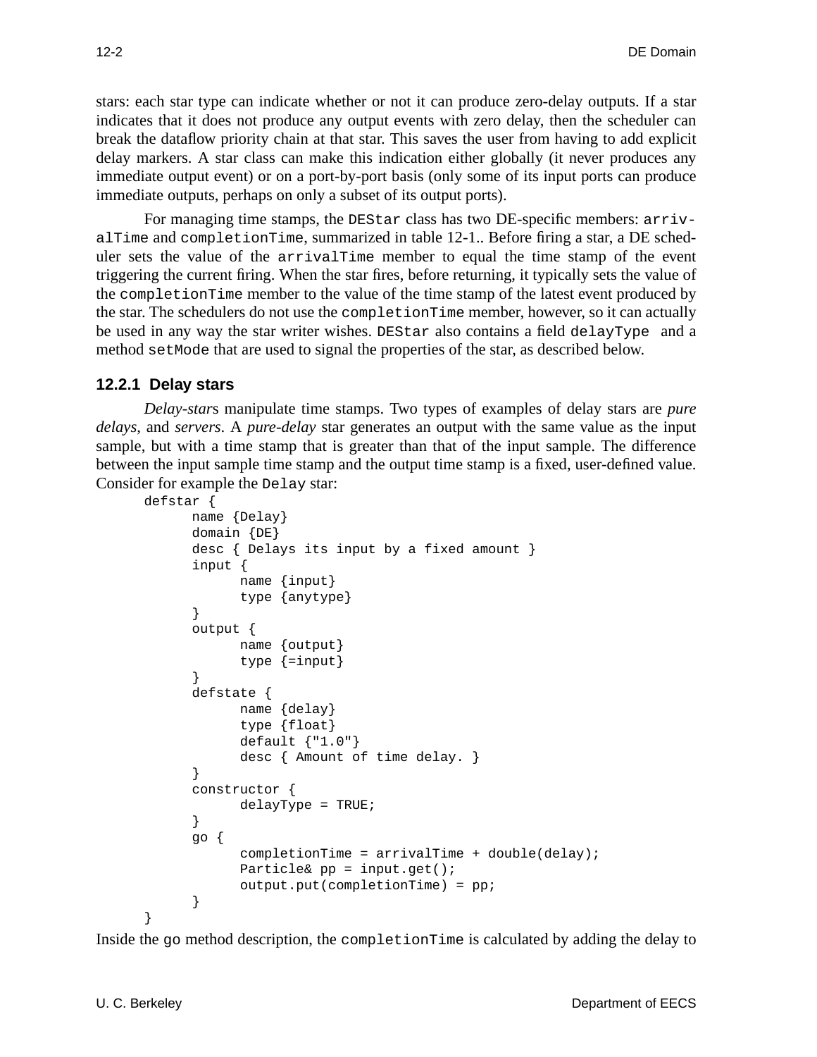stars: each star type can indicate whether or not it can produce zero-delay outputs. If a star indicates that it does not produce any output events with zero delay, then the scheduler can break the dataflow priority chain at that star. This saves the user from having to add explicit delay markers. A star class can make this indication either globally (it never produces any immediate output event) or on a port-by-port basis (only some of its input ports can produce immediate outputs, perhaps on only a subset of its output ports).

For managing time stamps, the `DEStar` class has two DE-specific members: `arrivalTime` and `completionTime`, summarized in table 12-1.. Before firing a star, a DE scheduler sets the value of the `arrivalTime` member to equal the time stamp of the event triggering the current firing. When the star fires, before returning, it typically sets the value of the `completionTime` member to the value of the time stamp of the latest event produced by the star. The schedulers do not use the `completionTime` member, however, so it can actually be used in any way the star writer wishes. `DEStar` also contains a field `delayType` and a method `setMode` that are used to signal the properties of the star, as described below.

### 12.2.1 Delay stars

*Delay-star*s manipulate time stamps. Two types of examples of delay stars are *pure delays*, and *servers*. A *pure-delay* star generates an output with the same value as the input sample, but with a time stamp that is greater than that of the input sample. The difference between the input sample time stamp and the output time stamp is a fixed, user-defined value. Consider for example the `Delay` star:

```
defstar {
      name {Delay}
      domain {DE}
      desc { Delays its input by a fixed amount }
      input {
            name {input}
            type {anytype}
      }
      output {
            name {output}
            type {=input}
      }
      defstate {
            name {delay}
            type {float}
            default {"1.0"}
            desc { Amount of time delay. }
      }
      constructor {
            delayType = TRUE;
      }
      go {
            completionTime = arrivalTime + double(delay);
            Particle& pp = input.get();
            output.put(completionTime) = pp;
      }
}
```

Inside the `go` method description, the `completionTime` is calculated by adding the delay to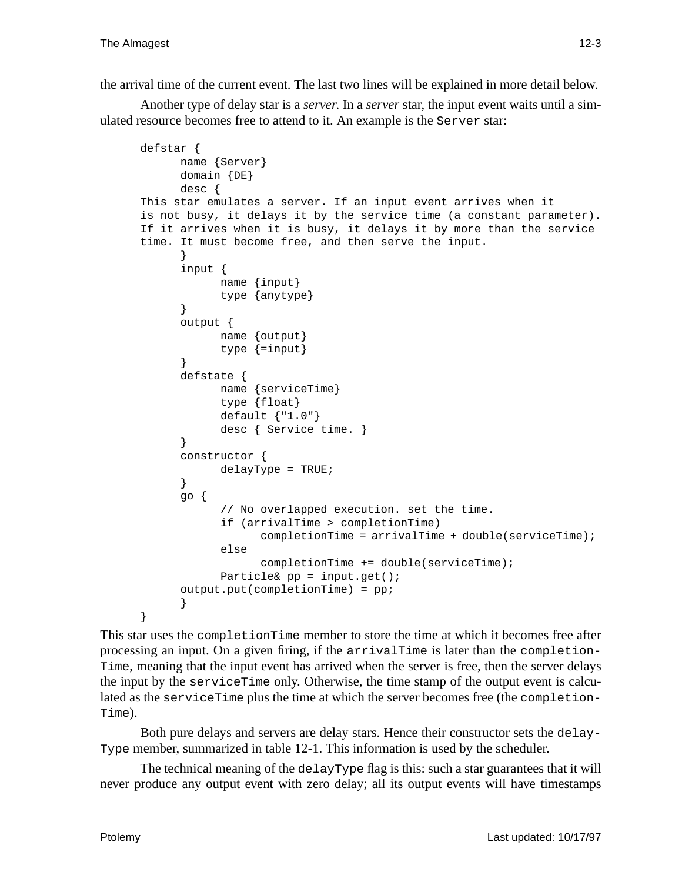the arrival time of the current event. The last two lines will be explained in more detail below.

Another type of delay star is a *server*. In a *server* star, the input event waits until a simulated resource becomes free to attend to it. An example is the `Server` star:

```
defstar {
      name {Server}
      domain {DE}
      desc {
This star emulates a server. If an input event arrives when it
is not busy, it delays it by the service time (a constant parameter).
If it arrives when it is busy, it delays it by more than the service
time. It must become free, and then serve the input.
      }
      input {
            name {input}
            type {anytype}
      }
      output {
            name {output}
            type {=input}
      }
      defstate {
            name {serviceTime}
            type {float}
            default {"1.0"}
            desc { Service time. }
      }
      constructor {
            delayType = TRUE;
      }
      go {
            // No overlapped execution. set the time.
            if (arrivalTime > completionTime)
                  completionTime = arrivalTime + double(serviceTime);
            else
                  completionTime += double(serviceTime);
            Particle& pp = input.get();
      output.put(completionTime) = pp;
      }
}
```

This star uses the `completionTime` member to store the time at which it becomes free after processing an input. On a given firing, if the `arrivalTime` is later than the `completionTime`, meaning that the input event has arrived when the server is free, then the server delays the input by the `serviceTime` only. Otherwise, the time stamp of the output event is calculated as the `serviceTime` plus the time at which the server becomes free (the `completionTime`).

Both pure delays and servers are delay stars. Hence their constructor sets the `delayType` member, summarized in table 12-1. This information is used by the scheduler.

The technical meaning of the `delayType` flag is this: such a star guarantees that it will never produce any output event with zero delay; all its output events will have timestamps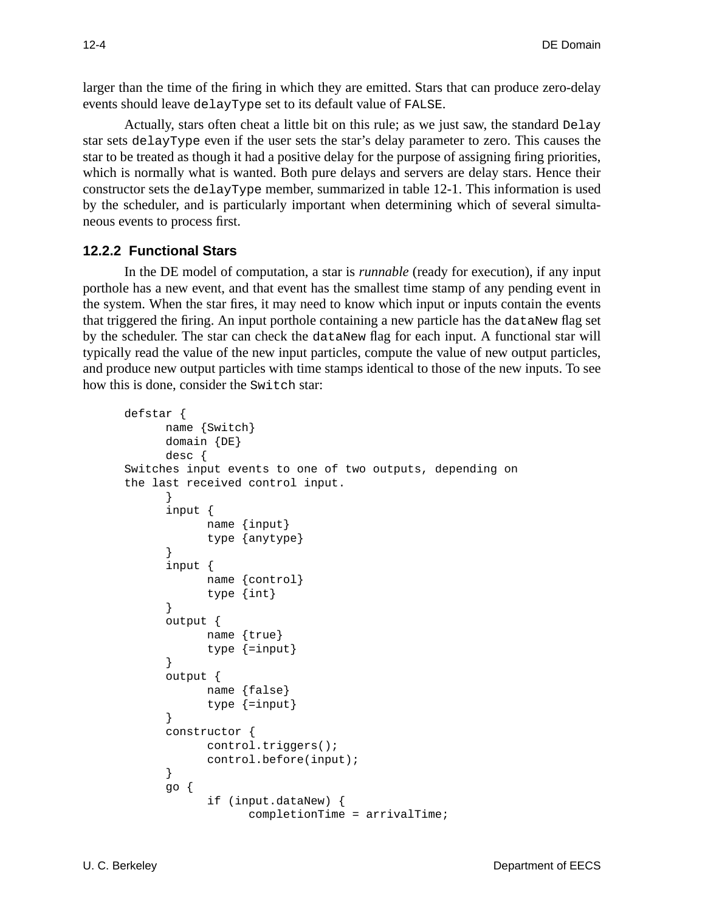larger than the time of the firing in which they are emitted. Stars that can produce zero-delay events should leave `delayType` set to its default value of `FALSE`.

Actually, stars often cheat a little bit on this rule; as we just saw, the standard `Delay` star sets `delayType` even if the user sets the star's delay parameter to zero. This causes the star to be treated as though it had a positive delay for the purpose of assigning firing priorities, which is normally what is wanted. Both pure delays and servers are delay stars. Hence their constructor sets the `delayType` member, summarized in table 12-1. This information is used by the scheduler, and is particularly important when determining which of several simultaneous events to process first.

### 12.2.2 Functional Stars

In the DE model of computation, a star is *runnable* (ready for execution), if any input porthole has a new event, and that event has the smallest time stamp of any pending event in the system. When the star fires, it may need to know which input or inputs contain the events that triggered the firing. An input porthole containing a new particle has the `dataNew` flag set by the scheduler. The star can check the `dataNew` flag for each input. A functional star will typically read the value of the new input particles, compute the value of new output particles, and produce new output particles with time stamps identical to those of the new inputs. To see how this is done, consider the `Switch` star:

```
defstar {
      name {Switch}
      domain {DE}
      desc {
Switches input events to one of two outputs, depending on
the last received control input.
      }
      input {
            name {input}
            type {anytype}
      }
      input {
            name {control}
            type {int}
      }
      output {
            name {true}
            type {=input}
      }
      output {
            name {false}
            type {=input}
      }
      constructor {
            control.triggers();
            control.before(input);
      }
      go {
            if (input.dataNew) {
                  completionTime = arrivalTime;
```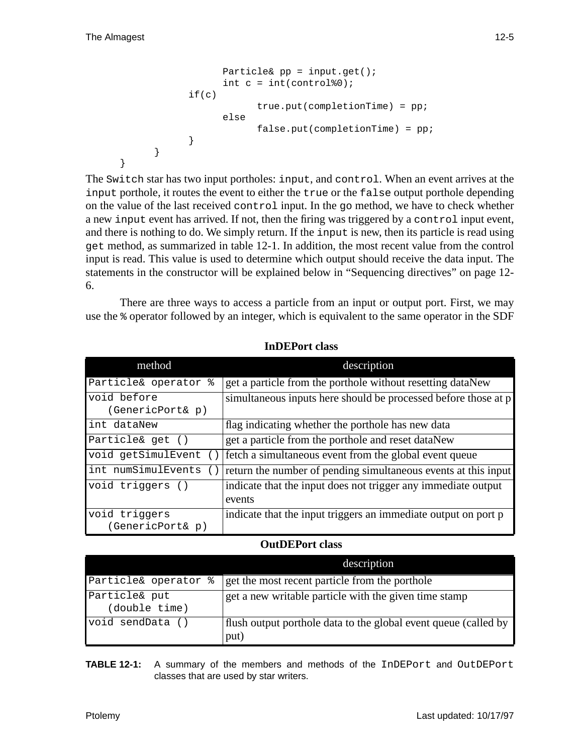```
                Particle& pp = input.get();
                int c = int(control%0);
            if(c)
                    true.put(completionTime) = pp;
                else
                    false.put(completionTime) = pp;
            }
        }
    }
```

The `Switch` star has two input portholes: `input`, and `control`. When an event arrives at the `input` porthole, it routes the event to either the `true` or the `false` output porthole depending on the value of the last received `control` input. In the `go` method, we have to check whether a new `input` event has arrived. If not, then the firing was triggered by a `control` input event, and there is nothing to do. We simply return. If the `input` is new, then its particle is read using `get` method, as summarized in table 12-1. In addition, the most recent value from the control input is read. This value is used to determine which output should receive the data input. The statements in the constructor will be explained below in "Sequencing directives" on page 12-6.

There are three ways to access a particle from an input or output port. First, we may use the `%` operator followed by an integer, which is equivalent to the same operator in the SDF

**InDEPort class**

| method | description |
|---|---|
| `Particle& operator %` | get a particle from the porthole without resetting dataNew |
| `void before (GenericPort& p)` | simultaneous inputs here should be processed before those at p |
| `int dataNew` | flag indicating whether the porthole has new data |
| `Particle& get ()` | get a particle from the porthole and reset dataNew |
| `void getSimulEvent ()` | fetch a simultaneous event from the global event queue |
| `int numSimulEvents ()` | return the number of pending simultaneous events at this input |
| `void triggers ()` | indicate that the input does not trigger any immediate output events |
| `void triggers (GenericPort& p)` | indicate that the input triggers an immediate output on port p |

**OutDEPort class**

| | description |
|---|---|
| `Particle& operator %` | get the most recent particle from the porthole |
| `Particle& put (double time)` | get a new writable particle with the given time stamp |
| `void sendData ()` | flush output porthole data to the global event queue (called by put) |

**TABLE 12-1:** A summary of the members and methods of the `InDEPort` and `OutDEPort` classes that are used by star writers.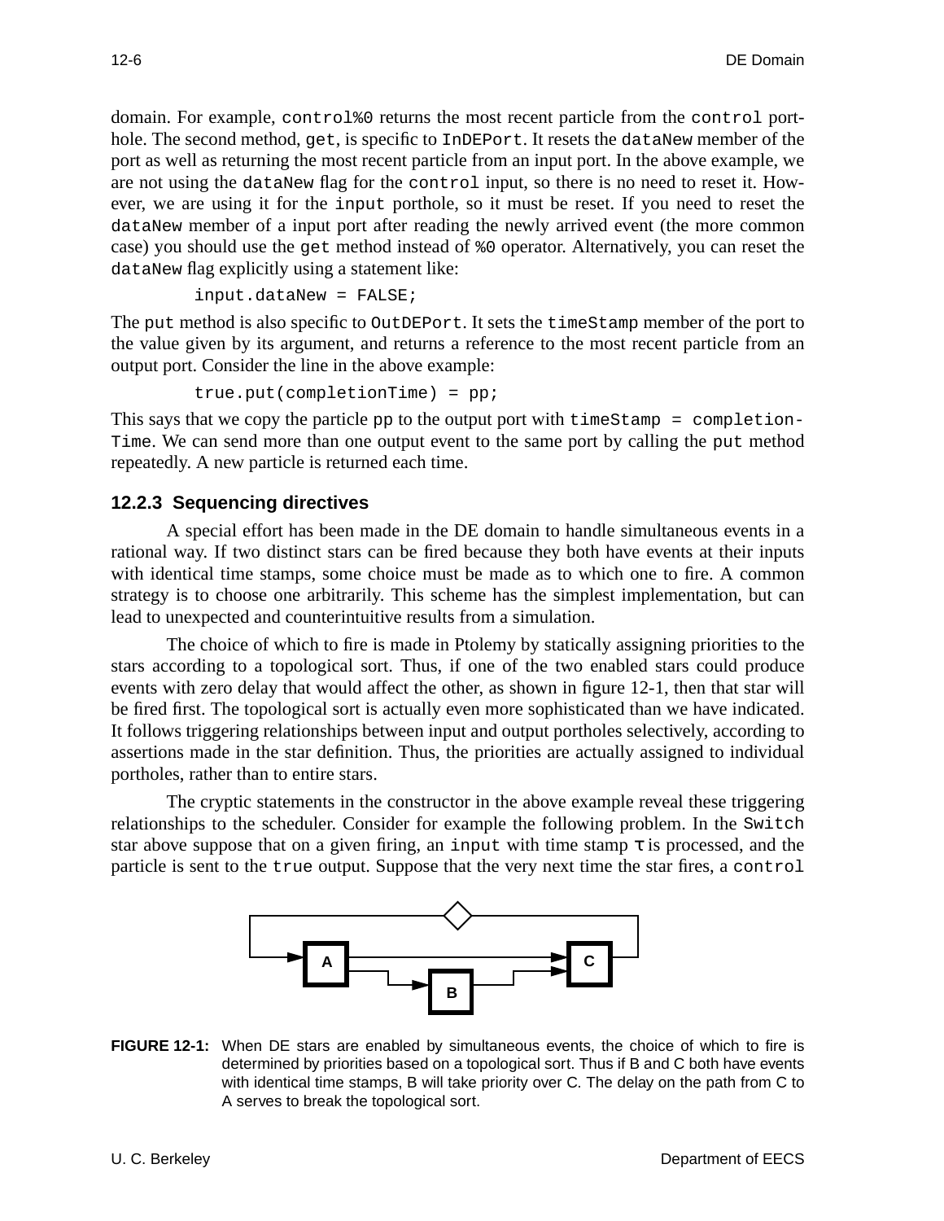domain. For example, `control%0` returns the most recent particle from the `control` porthole. The second method, `get`, is specific to `InDEPort`. It resets the `dataNew` member of the port as well as returning the most recent particle from an input port. In the above example, we are not using the `dataNew` flag for the `control` input, so there is no need to reset it. However, we are using it for the `input` porthole, so it must be reset. If you need to reset the `dataNew` member of a input port after reading the newly arrived event (the more common case) you should use the `get` method instead of `%0` operator. Alternatively, you can reset the `dataNew` flag explicitly using a statement like:

```
input.dataNew = FALSE;
```

The `put` method is also specific to `OutDEPort`. It sets the `timeStamp` member of the port to the value given by its argument, and returns a reference to the most recent particle from an output port. Consider the line in the above example:

```
true.put(completionTime) = pp;
```

This says that we copy the particle `pp` to the output port with `timeStamp = completionTime`. We can send more than one output event to the same port by calling the `put` method repeatedly. A new particle is returned each time.

### 12.2.3 Sequencing directives

A special effort has been made in the DE domain to handle simultaneous events in a rational way. If two distinct stars can be fired because they both have events at their inputs with identical time stamps, some choice must be made as to which one to fire. A common strategy is to choose one arbitrarily. This scheme has the simplest implementation, but can lead to unexpected and counterintuitive results from a simulation.

The choice of which to fire is made in Ptolemy by statically assigning priorities to the stars according to a topological sort. Thus, if one of the two enabled stars could produce events with zero delay that would affect the other, as shown in figure 12-1, then that star will be fired first. The topological sort is actually even more sophisticated than we have indicated. It follows triggering relationships between input and output portholes selectively, according to assertions made in the star definition. Thus, the priorities are actually assigned to individual portholes, rather than to entire stars.

The cryptic statements in the constructor in the above example reveal these triggering relationships to the scheduler. Consider for example the following problem. In the `Switch` star above suppose that on a given firing, an `input` with time stamp $\tau$ is processed, and the particle is sent to the `true` output. Suppose that the very next time the star fires, a `control`

**FIGURE 12-1:** When DE stars are enabled by simultaneous events, the choice of which to fire is determined by priorities based on a topological sort. Thus if B and C both have events with identical time stamps, B will take priority over C. The delay on the path from C to A serves to break the topological sort.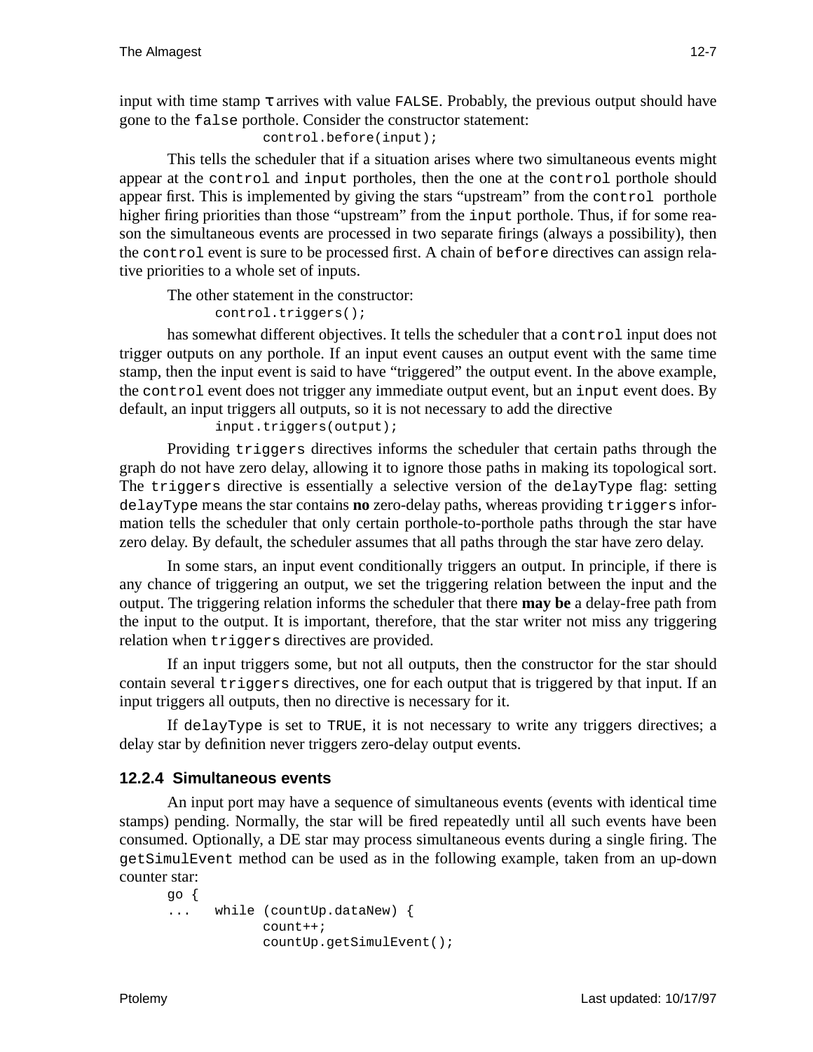input with time stamp $\tau$ arrives with value `FALSE`. Probably, the previous output should have gone to the `false` porthole. Consider the constructor statement:

```
control.before(input);
```

This tells the scheduler that if a situation arises where two simultaneous events might appear at the `control` and `input` portholes, then the one at the `control` porthole should appear first. This is implemented by giving the stars "upstream" from the `control` porthole higher firing priorities than those "upstream" from the `input` porthole. Thus, if for some reason the simultaneous events are processed in two separate firings (always a possibility), then the `control` event is sure to be processed first. A chain of `before` directives can assign relative priorities to a whole set of inputs.

The other statement in the constructor:

```
control.triggers();
```

has somewhat different objectives. It tells the scheduler that a `control` input does not trigger outputs on any porthole. If an input event causes an output event with the same time stamp, then the input event is said to have "triggered" the output event. In the above example, the `control` event does not trigger any immediate output event, but an `input` event does. By default, an input triggers all outputs, so it is not necessary to add the directive

```
input.triggers(output);
```

Providing `triggers` directives informs the scheduler that certain paths through the graph do not have zero delay, allowing it to ignore those paths in making its topological sort. The `triggers` directive is essentially a selective version of the `delayType` flag: setting `delayType` means the star contains **no** zero-delay paths, whereas providing `triggers` information tells the scheduler that only certain porthole-to-porthole paths through the star have zero delay. By default, the scheduler assumes that all paths through the star have zero delay.

In some stars, an input event conditionally triggers an output. In principle, if there is any chance of triggering an output, we set the triggering relation between the input and the output. The triggering relation informs the scheduler that there **may be** a delay-free path from the input to the output. It is important, therefore, that the star writer not miss any triggering relation when `triggers` directives are provided.

If an input triggers some, but not all outputs, then the constructor for the star should contain several `triggers` directives, one for each output that is triggered by that input. If an input triggers all outputs, then no directive is necessary for it.

If `delayType` is set to `TRUE`, it is not necessary to write any triggers directives; a delay star by definition never triggers zero-delay output events.

### 12.2.4 Simultaneous events

An input port may have a sequence of simultaneous events (events with identical time stamps) pending. Normally, the star will be fired repeatedly until all such events have been consumed. Optionally, a DE star may process simultaneous events during a single firing. The `getSimulEvent` method can be used as in the following example, taken from an up-down counter star:

```
go {
...   while (countUp.dataNew) {
            count++;
            countUp.getSimulEvent();
```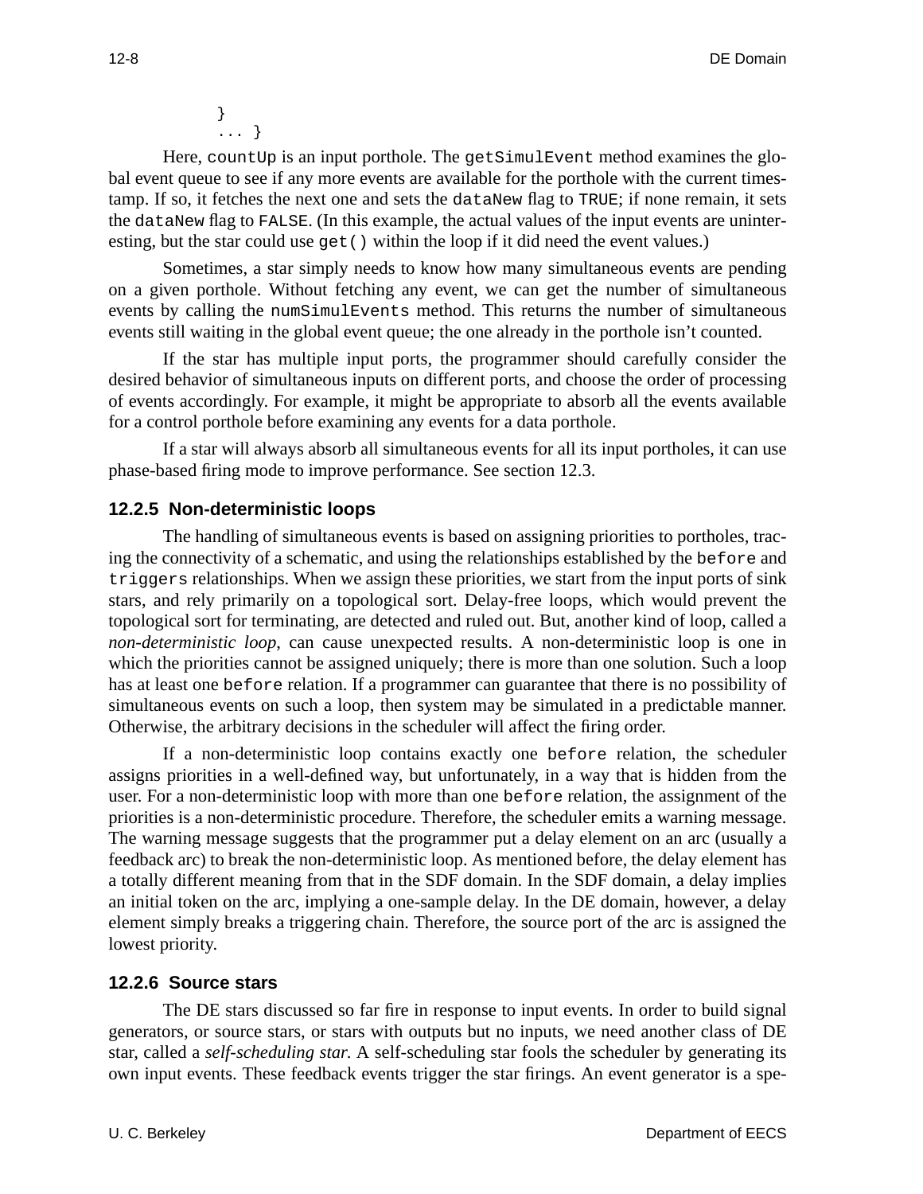```
    }
    ... }
```

Here, `countUp` is an input porthole. The `getSimulEvent` method examines the global event queue to see if any more events are available for the porthole with the current timestamp. If so, it fetches the next one and sets the `dataNew` flag to `TRUE`; if none remain, it sets the `dataNew` flag to `FALSE`. (In this example, the actual values of the input events are uninteresting, but the star could use `get()` within the loop if it did need the event values.)

Sometimes, a star simply needs to know how many simultaneous events are pending on a given porthole. Without fetching any event, we can get the number of simultaneous events by calling the `numSimulEvents` method. This returns the number of simultaneous events still waiting in the global event queue; the one already in the porthole isn't counted.

If the star has multiple input ports, the programmer should carefully consider the desired behavior of simultaneous inputs on different ports, and choose the order of processing of events accordingly. For example, it might be appropriate to absorb all the events available for a control porthole before examining any events for a data porthole.

If a star will always absorb all simultaneous events for all its input portholes, it can use phase-based firing mode to improve performance. See section 12.3.

### 12.2.5 Non-deterministic loops

The handling of simultaneous events is based on assigning priorities to portholes, tracing the connectivity of a schematic, and using the relationships established by the `before` and `triggers` relationships. When we assign these priorities, we start from the input ports of sink stars, and rely primarily on a topological sort. Delay-free loops, which would prevent the topological sort for terminating, are detected and ruled out. But, another kind of loop, called a *non-deterministic loop*, can cause unexpected results. A non-deterministic loop is one in which the priorities cannot be assigned uniquely; there is more than one solution. Such a loop has at least one `before` relation. If a programmer can guarantee that there is no possibility of simultaneous events on such a loop, then system may be simulated in a predictable manner. Otherwise, the arbitrary decisions in the scheduler will affect the firing order.

If a non-deterministic loop contains exactly one `before` relation, the scheduler assigns priorities in a well-defined way, but unfortunately, in a way that is hidden from the user. For a non-deterministic loop with more than one `before` relation, the assignment of the priorities is a non-deterministic procedure. Therefore, the scheduler emits a warning message. The warning message suggests that the programmer put a delay element on an arc (usually a feedback arc) to break the non-deterministic loop. As mentioned before, the delay element has a totally different meaning from that in the SDF domain. In the SDF domain, a delay implies an initial token on the arc, implying a one-sample delay. In the DE domain, however, a delay element simply breaks a triggering chain. Therefore, the source port of the arc is assigned the lowest priority.

### 12.2.6 Source stars

The DE stars discussed so far fire in response to input events. In order to build signal generators, or source stars, or stars with outputs but no inputs, we need another class of DE star, called a *self-scheduling star.* A self-scheduling star fools the scheduler by generating its own input events. These feedback events trigger the star firings. An event generator is a spe-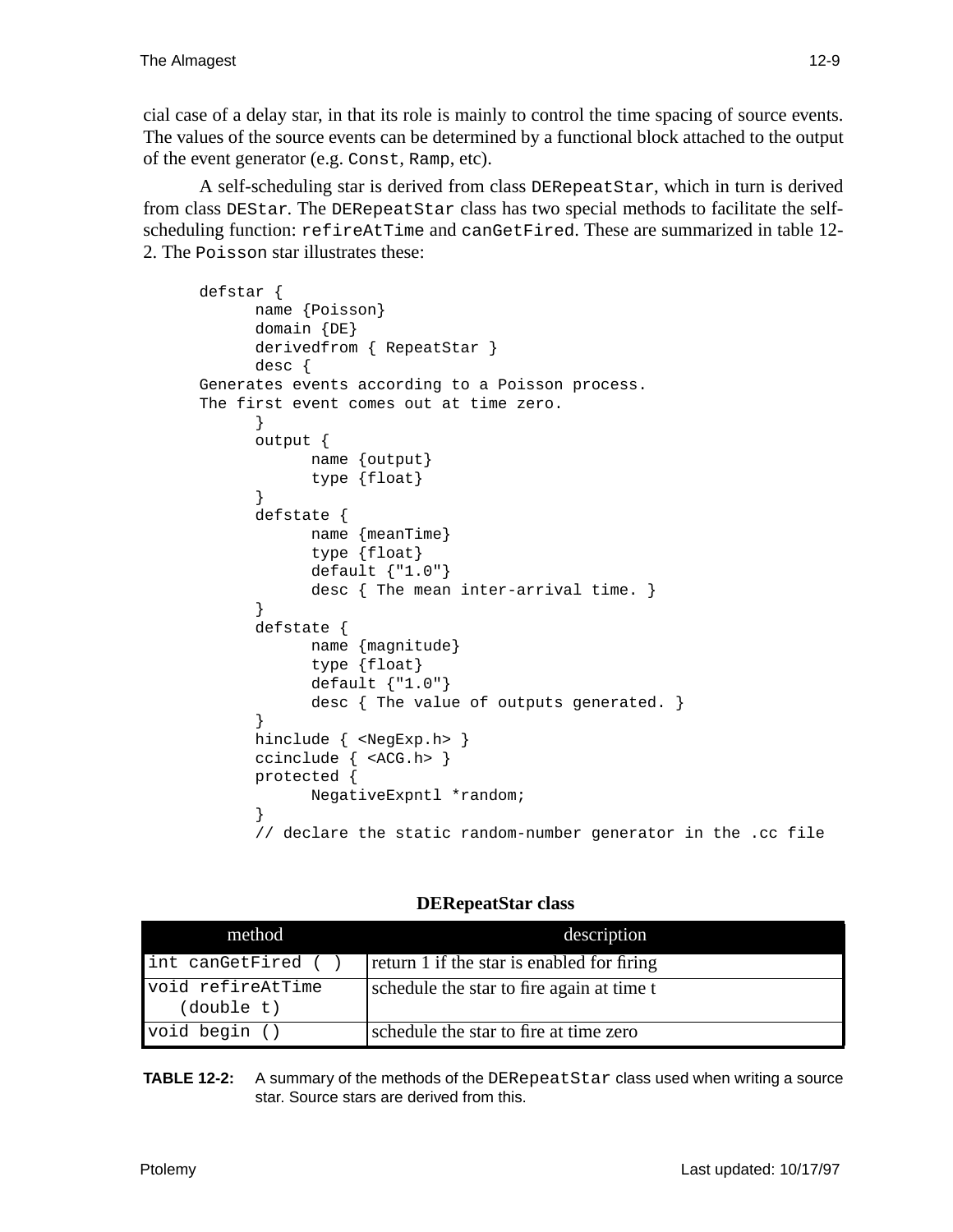cial case of a delay star, in that its role is mainly to control the time spacing of source events. The values of the source events can be determined by a functional block attached to the output of the event generator (e.g. `Const`, `Ramp`, etc).

A self-scheduling star is derived from class `DERepeatStar`, which in turn is derived from class `DEStar`. The `DERepeatStar` class has two special methods to facilitate the self-scheduling function: `refireAtTime` and `canGetFired`. These are summarized in table 12-2. The `Poisson` star illustrates these:

```
defstar {
      name {Poisson}
      domain {DE}
      derivedfrom { RepeatStar }
      desc {
Generates events according to a Poisson process.
The first event comes out at time zero.
      }
      output {
            name {output}
            type {float}
      }
      defstate {
            name {meanTime}
            type {float}
            default {"1.0"}
            desc { The mean inter-arrival time. }
      }
      defstate {
            name {magnitude}
            type {float}
            default {"1.0"}
            desc { The value of outputs generated. }
      }
      hinclude { <NegExp.h> }
      ccinclude { <ACG.h> }
      protected {
            NegativeExpntl *random;
      }
      // declare the static random-number generator in the .cc file
```

**DERepeatStar class**

| method | description |
|---|---|
| `int canGetFired ( )` | return 1 if the star is enabled for firing |
| `void refireAtTime (double t)` | schedule the star to fire again at time t |
| `void begin ()` | schedule the star to fire at time zero |

**TABLE 12-2:** A summary of the methods of the `DERepeatStar` class used when writing a source star. Source stars are derived from this.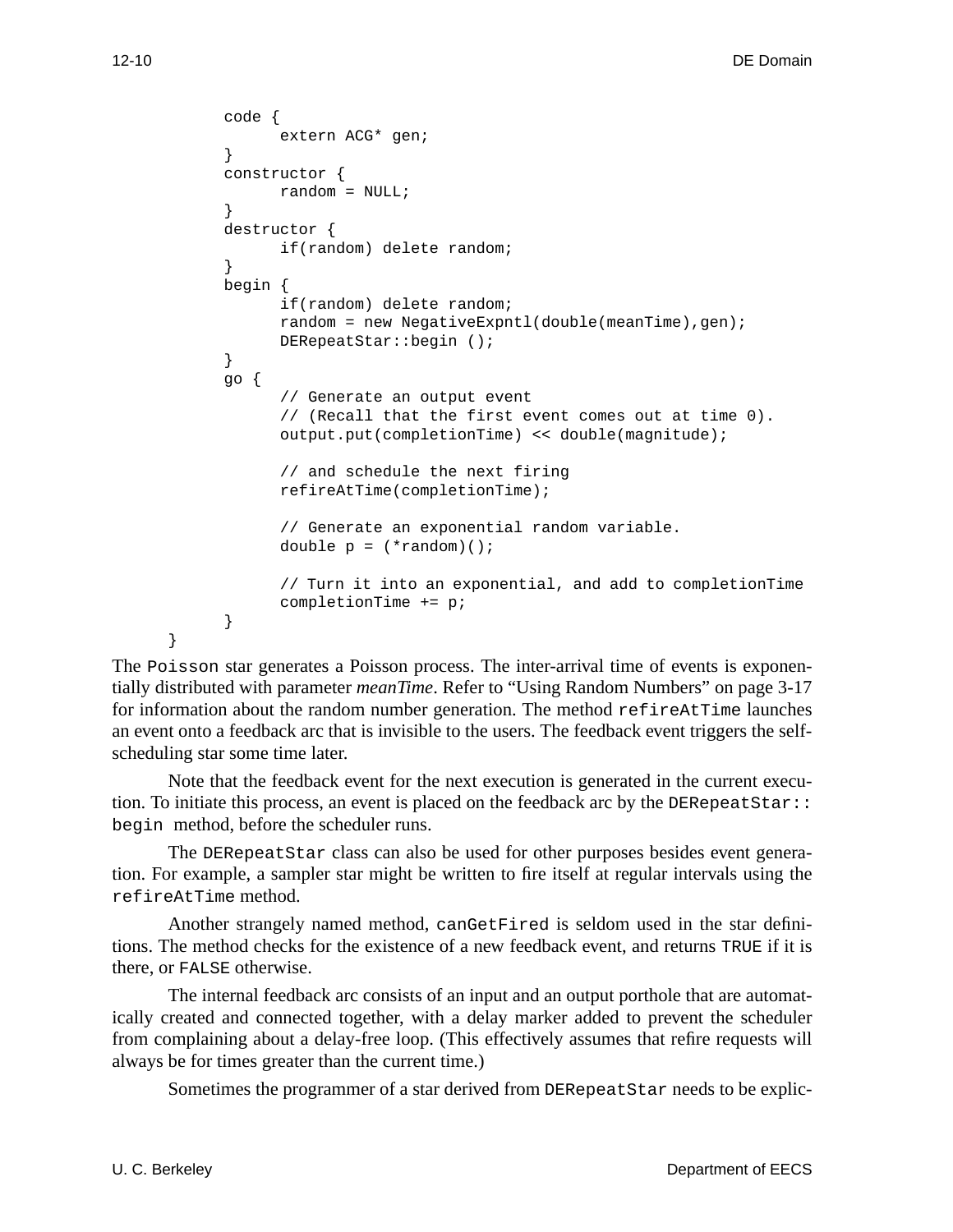```
        code {
              extern ACG* gen;
        }
        constructor {
              random = NULL;
        }
        destructor {
              if(random) delete random;
        }
        begin {
              if(random) delete random;
              random = new NegativeExpntl(double(meanTime),gen);
              DERepeatStar::begin ();
        }
        go {
              // Generate an output event
              // (Recall that the first event comes out at time 0).
              output.put(completionTime) << double(magnitude);

              // and schedule the next firing
              refireAtTime(completionTime);

              // Generate an exponential random variable.
              double p = (*random)();

              // Turn it into an exponential, and add to completionTime
              completionTime += p;
        }
    }
```

The `Poisson` star generates a Poisson process. The inter-arrival time of events is exponentially distributed with parameter *meanTime*. Refer to "Using Random Numbers" on page 3-17 for information about the random number generation. The method `refireAtTime` launches an event onto a feedback arc that is invisible to the users. The feedback event triggers the self-scheduling star some time later.

Note that the feedback event for the next execution is generated in the current execution. To initiate this process, an event is placed on the feedback arc by the `DERepeatStar::begin` method, before the scheduler runs.

The `DERepeatStar` class can also be used for other purposes besides event generation. For example, a sampler star might be written to fire itself at regular intervals using the `refireAtTime` method.

Another strangely named method, `canGetFired` is seldom used in the star definitions. The method checks for the existence of a new feedback event, and returns `TRUE` if it is there, or `FALSE` otherwise.

The internal feedback arc consists of an input and an output porthole that are automatically created and connected together, with a delay marker added to prevent the scheduler from complaining about a delay-free loop. (This effectively assumes that refire requests will always be for times greater than the current time.)

Sometimes the programmer of a star derived from `DERepeatStar` needs to be explic-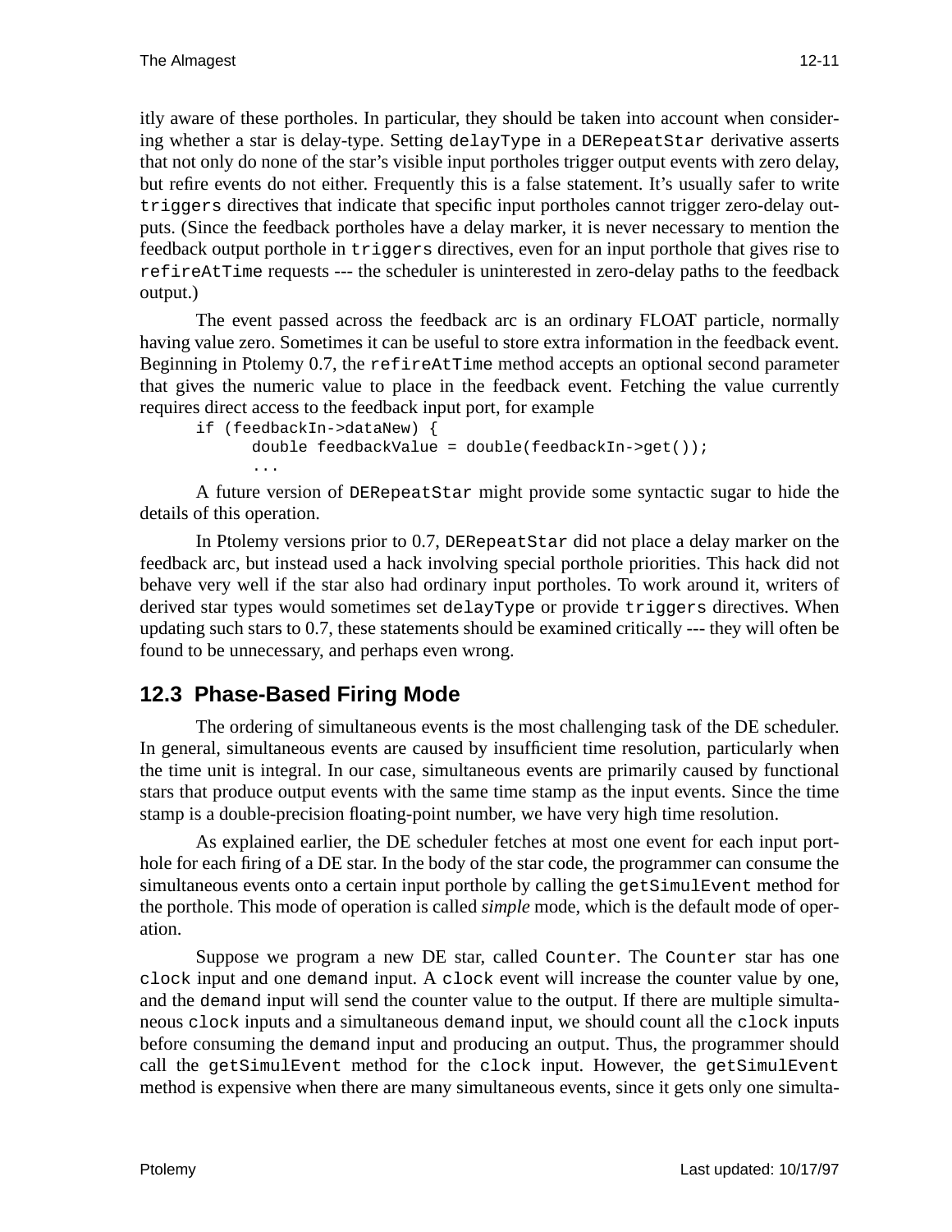itly aware of these portholes. In particular, they should be taken into account when considering whether a star is delay-type. Setting `delayType` in a `DERepeatStar` derivative asserts that not only do none of the star's visible input portholes trigger output events with zero delay, but refire events do not either. Frequently this is a false statement. It's usually safer to write `triggers` directives that indicate that specific input portholes cannot trigger zero-delay outputs. (Since the feedback portholes have a delay marker, it is never necessary to mention the feedback output porthole in `triggers` directives, even for an input porthole that gives rise to `refireAtTime` requests --- the scheduler is uninterested in zero-delay paths to the feedback output.)

The event passed across the feedback arc is an ordinary FLOAT particle, normally having value zero. Sometimes it can be useful to store extra information in the feedback event. Beginning in Ptolemy 0.7, the `refireAtTime` method accepts an optional second parameter that gives the numeric value to place in the feedback event. Fetching the value currently requires direct access to the feedback input port, for example

```
if (feedbackIn->dataNew) {
      double feedbackValue = double(feedbackIn->get());
      ...
```

A future version of `DERepeatStar` might provide some syntactic sugar to hide the details of this operation.

In Ptolemy versions prior to 0.7, `DERepeatStar` did not place a delay marker on the feedback arc, but instead used a hack involving special porthole priorities. This hack did not behave very well if the star also had ordinary input portholes. To work around it, writers of derived star types would sometimes set `delayType` or provide `triggers` directives. When updating such stars to 0.7, these statements should be examined critically --- they will often be found to be unnecessary, and perhaps even wrong.

## 12.3 Phase-Based Firing Mode

The ordering of simultaneous events is the most challenging task of the DE scheduler. In general, simultaneous events are caused by insufficient time resolution, particularly when the time unit is integral. In our case, simultaneous events are primarily caused by functional stars that produce output events with the same time stamp as the input events. Since the time stamp is a double-precision floating-point number, we have very high time resolution.

As explained earlier, the DE scheduler fetches at most one event for each input porthole for each firing of a DE star. In the body of the star code, the programmer can consume the simultaneous events onto a certain input porthole by calling the `getSimulEvent` method for the porthole. This mode of operation is called *simple* mode, which is the default mode of operation.

Suppose we program a new DE star, called `Counter`. The `Counter` star has one `clock` input and one `demand` input. A `clock` event will increase the counter value by one, and the `demand` input will send the counter value to the output. If there are multiple simultaneous `clock` inputs and a simultaneous `demand` input, we should count all the `clock` inputs before consuming the `demand` input and producing an output. Thus, the programmer should call the `getSimulEvent` method for the `clock` input. However, the `getSimulEvent` method is expensive when there are many simultaneous events, since it gets only one simulta-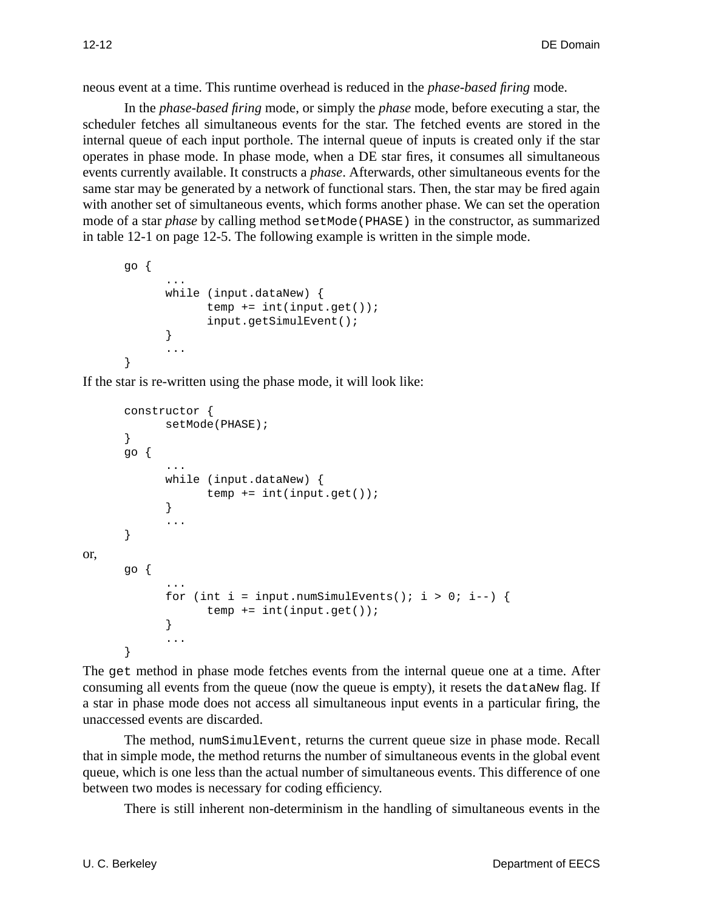neous event at a time. This runtime overhead is reduced in the *phase-based firing* mode.

In the *phase-based firing* mode, or simply the *phase* mode, before executing a star, the scheduler fetches all simultaneous events for the star. The fetched events are stored in the internal queue of each input porthole. The internal queue of inputs is created only if the star operates in phase mode. In phase mode, when a DE star fires, it consumes all simultaneous events currently available. It constructs a *phase*. Afterwards, other simultaneous events for the same star may be generated by a network of functional stars. Then, the star may be fired again with another set of simultaneous events, which forms another phase. We can set the operation mode of a star *phase* by calling method `setMode(PHASE)` in the constructor, as summarized in table 12-1 on page 12-5. The following example is written in the simple mode.

```
go {
      ...
      while (input.dataNew) {
            temp += int(input.get());
            input.getSimulEvent();
      }
      ...
}
```

If the star is re-written using the phase mode, it will look like:

```
constructor {
      setMode(PHASE);
}
go {
      ...
      while (input.dataNew) {
            temp += int(input.get());
      }
      ...
}
```

or,

```
go {
      ...
      for (int i = input.numSimulEvents(); i > 0; i--) {
            temp += int(input.get());
      }
      ...
}
```

The `get` method in phase mode fetches events from the internal queue one at a time. After consuming all events from the queue (now the queue is empty), it resets the `dataNew` flag. If a star in phase mode does not access all simultaneous input events in a particular firing, the unaccessed events are discarded.

The method, `numSimulEvent`, returns the current queue size in phase mode. Recall that in simple mode, the method returns the number of simultaneous events in the global event queue, which is one less than the actual number of simultaneous events. This difference of one between two modes is necessary for coding efficiency.

There is still inherent non-determinism in the handling of simultaneous events in the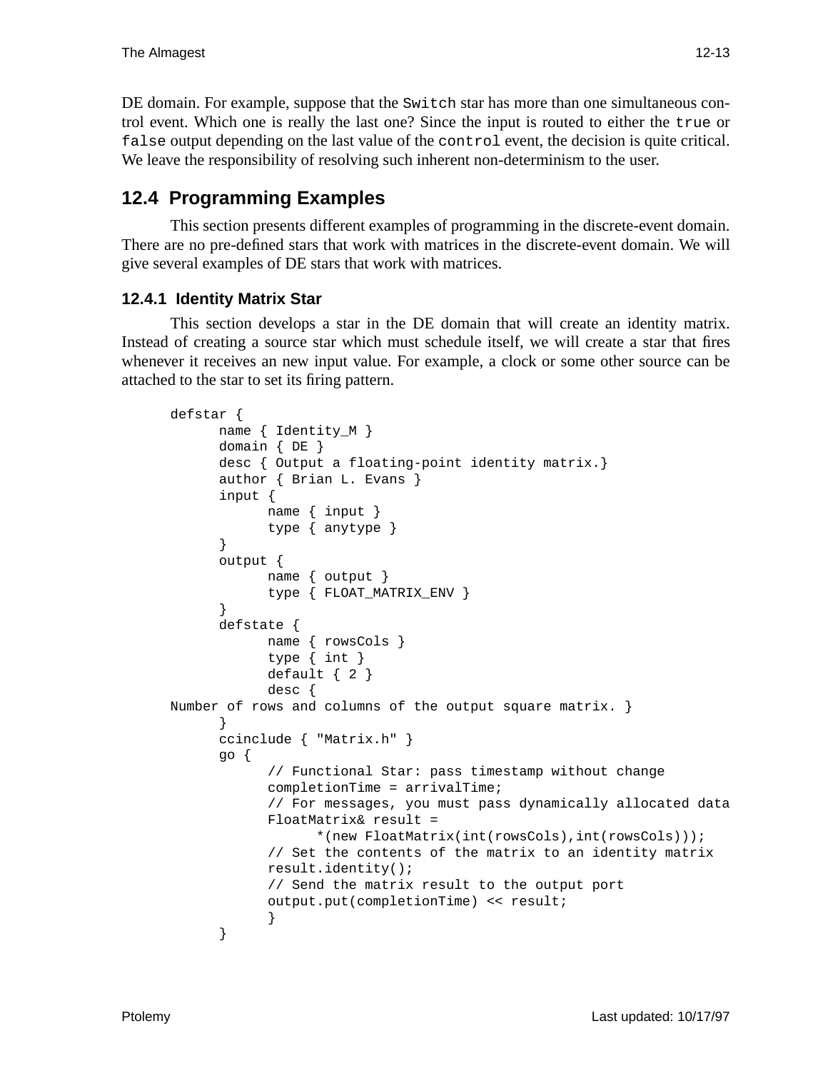DE domain. For example, suppose that the `Switch` star has more than one simultaneous control event. Which one is really the last one? Since the input is routed to either the `true` or `false` output depending on the last value of the `control` event, the decision is quite critical. We leave the responsibility of resolving such inherent non-determinism to the user.

## 12.4 Programming Examples

This section presents different examples of programming in the discrete-event domain. There are no pre-defined stars that work with matrices in the discrete-event domain. We will give several examples of DE stars that work with matrices.

### 12.4.1 Identity Matrix Star

This section develops a star in the DE domain that will create an identity matrix. Instead of creating a source star which must schedule itself, we will create a star that fires whenever it receives an new input value. For example, a clock or some other source can be attached to the star to set its firing pattern.

```
defstar {
      name { Identity_M }
      domain { DE }
      desc { Output a floating-point identity matrix.}
      author { Brian L. Evans }
      input {
            name { input }
            type { anytype }
      }
      output {
            name { output }
            type { FLOAT_MATRIX_ENV }
      }
      defstate {
            name { rowsCols }
            type { int }
            default { 2 }
            desc {
Number of rows and columns of the output square matrix. }
      }
      ccinclude { "Matrix.h" }
      go {
            // Functional Star: pass timestamp without change
            completionTime = arrivalTime;
            // For messages, you must pass dynamically allocated data
            FloatMatrix& result =
                  *(new FloatMatrix(int(rowsCols),int(rowsCols)));
            // Set the contents of the matrix to an identity matrix
            result.identity();
            // Send the matrix result to the output port
            output.put(completionTime) << result;
            }
      }
```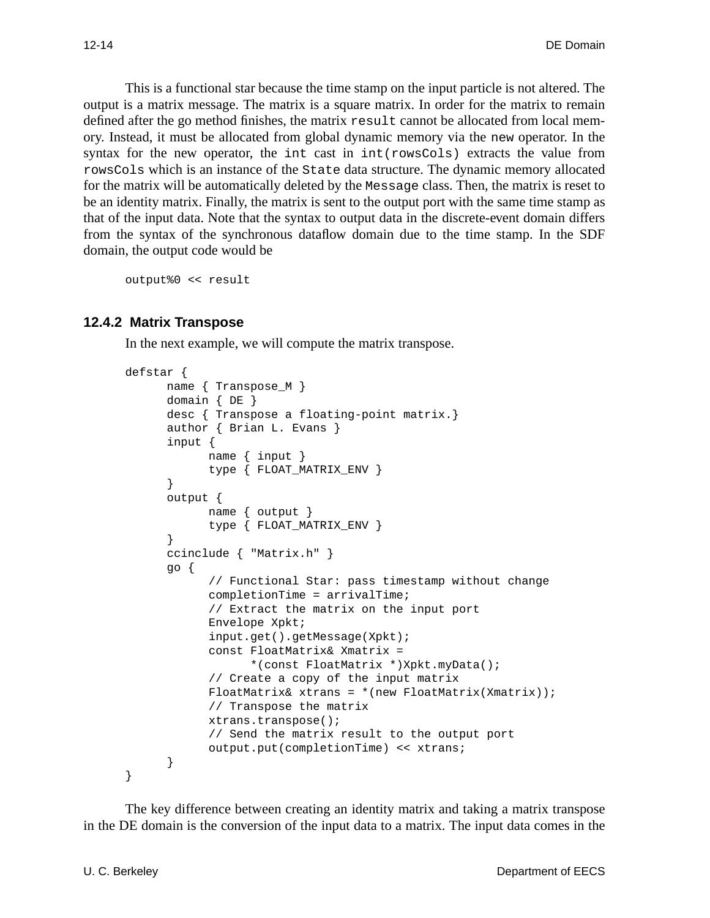This is a functional star because the time stamp on the input particle is not altered. The output is a matrix message. The matrix is a square matrix. In order for the matrix to remain defined after the go method finishes, the matrix `result` cannot be allocated from local memory. Instead, it must be allocated from global dynamic memory via the `new` operator. In the syntax for the new operator, the `int` cast in `int(rowsCols)` extracts the value from `rowsCols` which is an instance of the `State` data structure. The dynamic memory allocated for the matrix will be automatically deleted by the `Message` class. Then, the matrix is reset to be an identity matrix. Finally, the matrix is sent to the output port with the same time stamp as that of the input data. Note that the syntax to output data in the discrete-event domain differs from the syntax of the synchronous dataflow domain due to the time stamp. In the SDF domain, the output code would be

```
output%0 << result
```

### 12.4.2 Matrix Transpose

In the next example, we will compute the matrix transpose.

```
defstar {
      name { Transpose_M }
      domain { DE }
      desc { Transpose a floating-point matrix.}
      author { Brian L. Evans }
      input {
            name { input }
            type { FLOAT_MATRIX_ENV }
      }
      output {
            name { output }
            type { FLOAT_MATRIX_ENV }
      }
      ccinclude { "Matrix.h" }
      go {
            // Functional Star: pass timestamp without change
            completionTime = arrivalTime;
            // Extract the matrix on the input port
            Envelope Xpkt;
            input.get().getMessage(Xpkt);
            const FloatMatrix& Xmatrix =
                  *(const FloatMatrix *)Xpkt.myData();
            // Create a copy of the input matrix
            FloatMatrix& xtrans = *(new FloatMatrix(Xmatrix));
            // Transpose the matrix
            xtrans.transpose();
            // Send the matrix result to the output port
            output.put(completionTime) << xtrans;
      }
}
```

The key difference between creating an identity matrix and taking a matrix transpose in the DE domain is the conversion of the input data to a matrix. The input data comes in the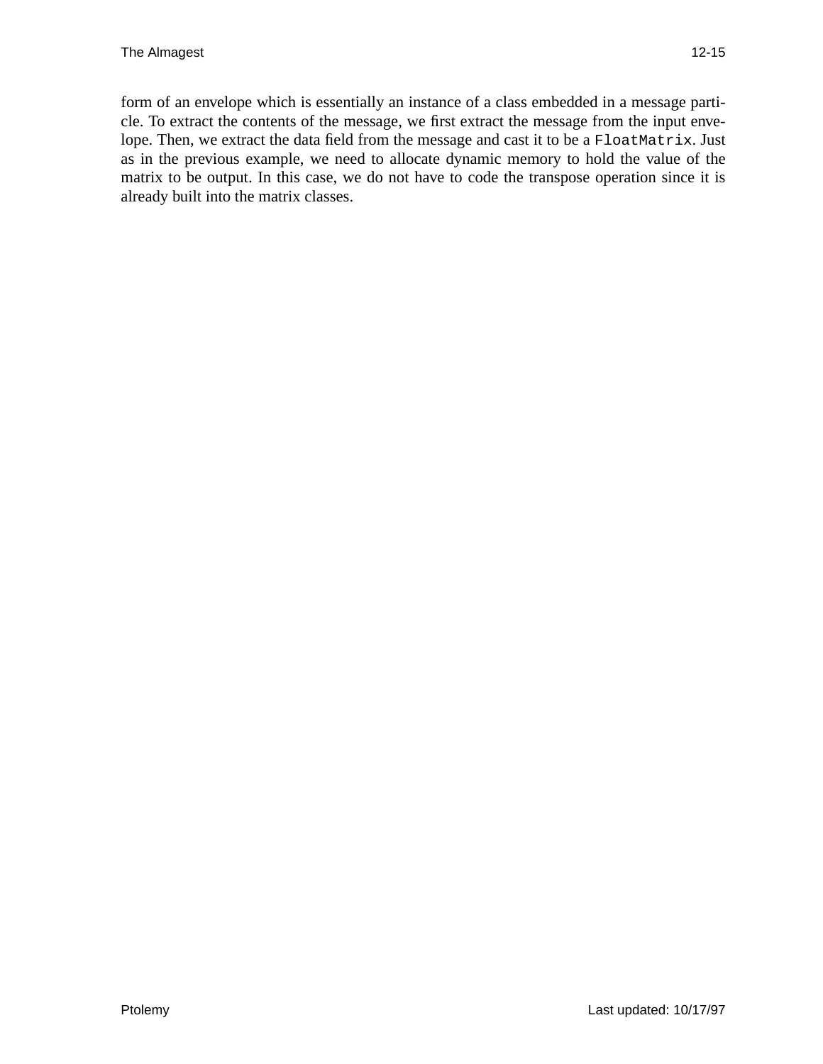form of an envelope which is essentially an instance of a class embedded in a message particle. To extract the contents of the message, we first extract the message from the input envelope. Then, we extract the data field from the message and cast it to be a `FloatMatrix`. Just as in the previous example, we need to allocate dynamic memory to hold the value of the matrix to be output. In this case, we do not have to code the transpose operation since it is already built into the matrix classes.